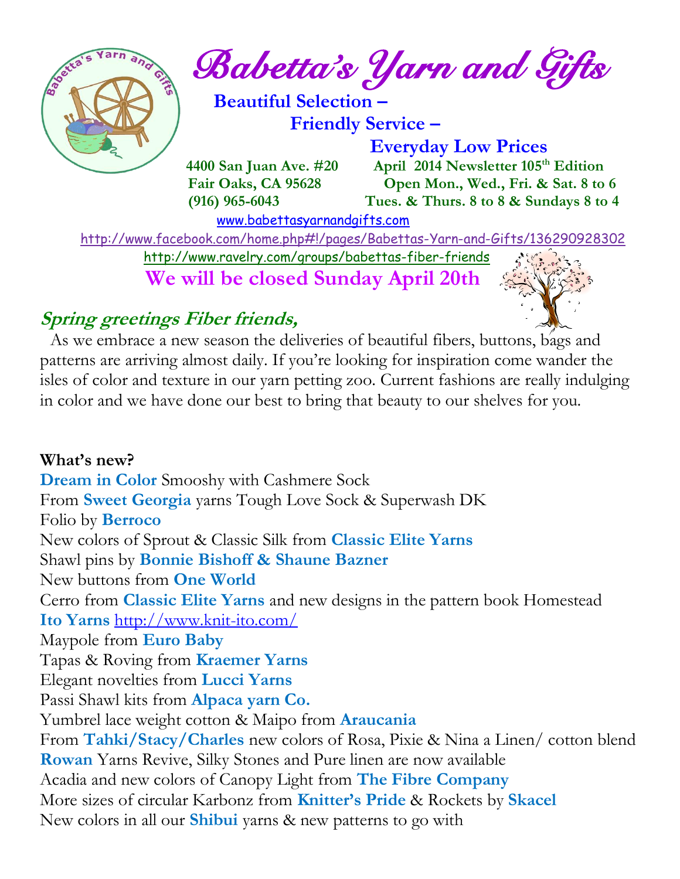# Babetta's Yarn and Gifts

**Beautiful Selection –**
**Friendly Service –**
**Everyday Low Prices**

**4400 San Juan Ave. #20**
**Fair Oaks, CA 95628**
**(916) 965-6043**

**April 2014 Newsletter 105th Edition**
**Open Mon., Wed., Fri. & Sat. 8 to 6**
**Tues. & Thurs. 8 to 8 & Sundays 8 to 4**

www.babettasyarnandgifts.com
http://www.facebook.com/home.php#!/pages/Babettas-Yarn-and-Gifts/136290928302
http://www.ravelry.com/groups/babettas-fiber-friends

**We will be closed Sunday April 20th**

## *Spring greetings Fiber friends,*

As we embrace a new season the deliveries of beautiful fibers, buttons, bags and patterns are arriving almost daily. If you're looking for inspiration come wander the isles of color and texture in our yarn petting zoo. Current fashions are really indulging in color and we have done our best to bring that beauty to our shelves for you.

**What's new?**

**Dream in Color** Smooshy with Cashmere Sock
From **Sweet Georgia** yarns Tough Love Sock & Superwash DK
Folio by **Berroco**
New colors of Sprout & Classic Silk from **Classic Elite Yarns**
Shawl pins by **Bonnie Bishoff & Shaune Bazner**
New buttons from **One World**
Cerro from **Classic Elite Yarns** and new designs in the pattern book Homestead
**Ito Yarns** http://www.knit-ito.com/
Maypole from **Euro Baby**
Tapas & Roving from **Kraemer Yarns**
Elegant novelties from **Lucci Yarns**
Passi Shawl kits from **Alpaca yarn Co.**
Yumbrel lace weight cotton & Maipo from **Araucania**
From **Tahki/Stacy/Charles** new colors of Rosa, Pixie & Nina a Linen/ cotton blend
**Rowan** Yarns Revive, Silky Stones and Pure linen are now available
Acadia and new colors of Canopy Light from **The Fibre Company**
More sizes of circular Karbonz from **Knitter's Pride** & Rockets by **Skacel**
New colors in all our **Shibui** yarns & new patterns to go with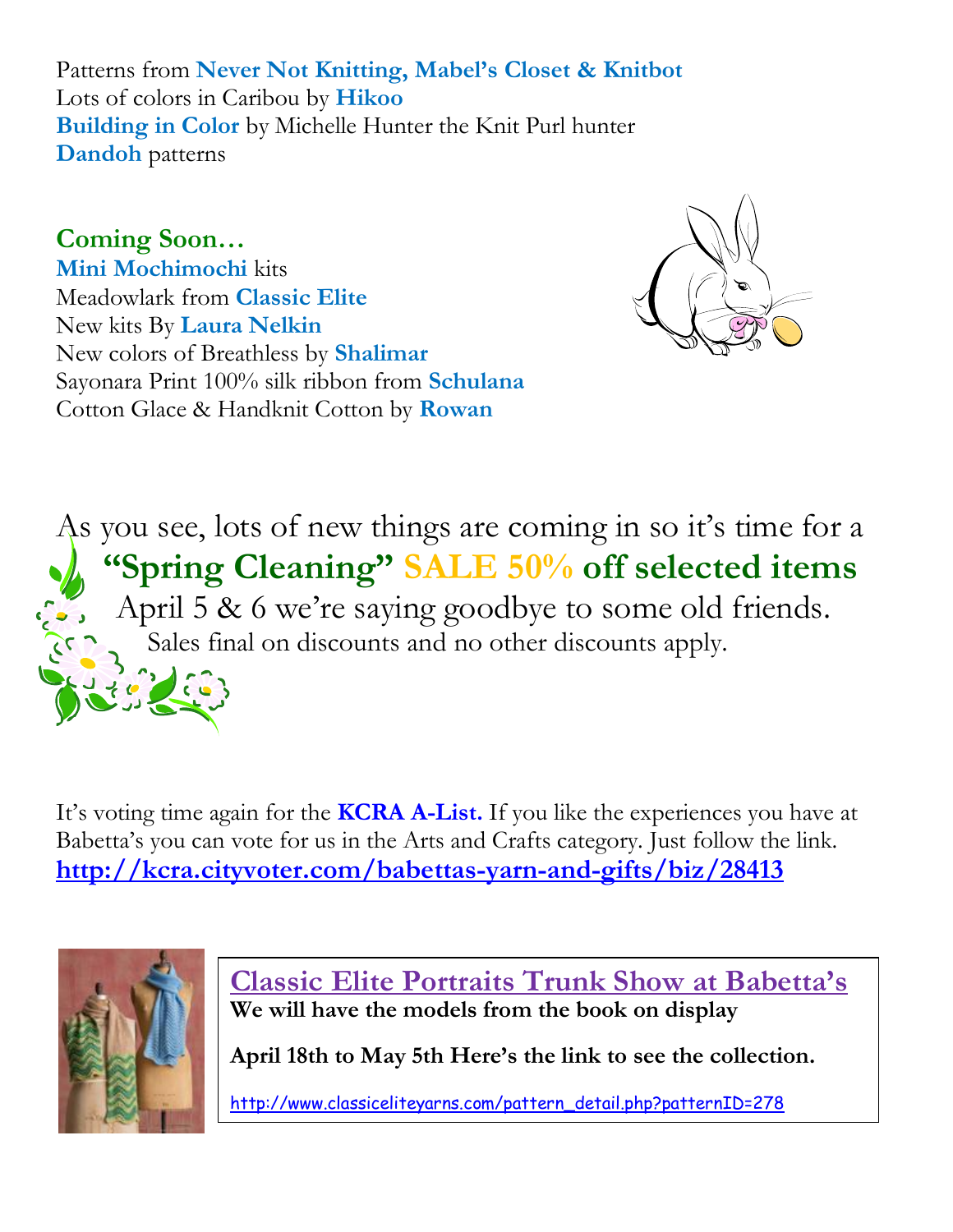Patterns from **Never Not Knitting, Mabel's Closet & Knitbot**
Lots of colors in Caribou by **Hikoo**
**Building in Color** by Michelle Hunter the Knit Purl hunter
**Dandoh** patterns

**Coming Soon…**
**Mini Mochimochi** kits
Meadowlark from **Classic Elite**
New kits By **Laura Nelkin**
New colors of Breathless by **Shalimar**
Sayonara Print 100% silk ribbon from **Schulana**
Cotton Glace & Handknit Cotton by **Rowan**

As you see, lots of new things are coming in so it's time for a

## "Spring Cleaning" SALE 50% off selected items

April 5 & 6 we're saying goodbye to some old friends.

Sales final on discounts and no other discounts apply.

It's voting time again for the **KCRA A-List.** If you like the experiences you have at Babetta's you can vote for us in the Arts and Crafts category. Just follow the link.
**http://kcra.cityvoter.com/babettas-yarn-and-gifts/biz/28413**

### Classic Elite Portraits Trunk Show at Babetta's

**We will have the models from the book on display**

**April 18th to May 5th Here's the link to see the collection.**

http://www.classiceliteyarns.com/pattern_detail.php?patternID=278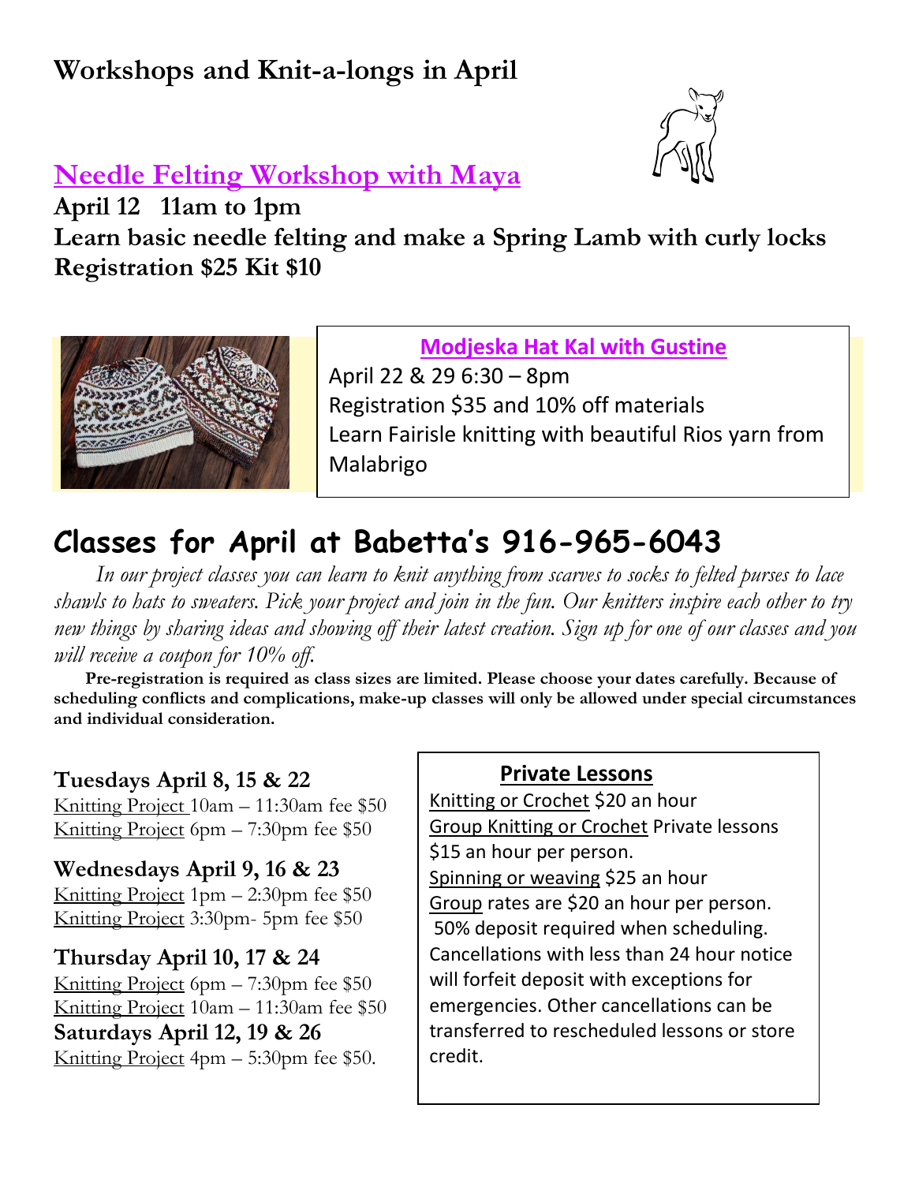# Workshops and Knit-a-longs in April

## Needle Felting Workshop with Maya

**April 12 11am to 1pm**

**Learn basic needle felting and make a Spring Lamb with curly locks**

**Registration $25 Kit $10**

## Modjeska Hat Kal with Gustine

April 22 & 29 6:30 – 8pm

Registration $35 and 10% off materials

Learn Fairisle knitting with beautiful Rios yarn from Malabrigo

# Classes for April at Babetta's 916-965-6043

*In our project classes you can learn to knit anything from scarves to socks to felted purses to lace shawls to hats to sweaters. Pick your project and join in the fun. Our knitters inspire each other to try new things by sharing ideas and showing off their latest creation. Sign up for one of our classes and you will receive a coupon for 10% off.*

**Pre-registration is required as class sizes are limited. Please choose your dates carefully. Because of scheduling conflicts and complications, make-up classes will only be allowed under special circumstances and individual consideration.**

**Tuesdays April 8, 15 & 22**

Knitting Project 10am – 11:30am fee $50

Knitting Project 6pm – 7:30pm fee $50

**Wednesdays April 9, 16 & 23**

Knitting Project 1pm – 2:30pm fee $50

Knitting Project 3:30pm- 5pm fee $50

**Thursday April 10, 17 & 24**

Knitting Project 6pm – 7:30pm fee $50

Knitting Project 10am – 11:30am fee $50

**Saturdays April 12, 19 & 26**

Knitting Project 4pm – 5:30pm fee $50.

### Private Lessons

Knitting or Crochet $20 an hour

Group Knitting or Crochet Private lessons $15 an hour per person.

Spinning or weaving $25 an hour

Group rates are $20 an hour per person.

50% deposit required when scheduling. Cancellations with less than 24 hour notice will forfeit deposit with exceptions for emergencies. Other cancellations can be transferred to rescheduled lessons or store credit.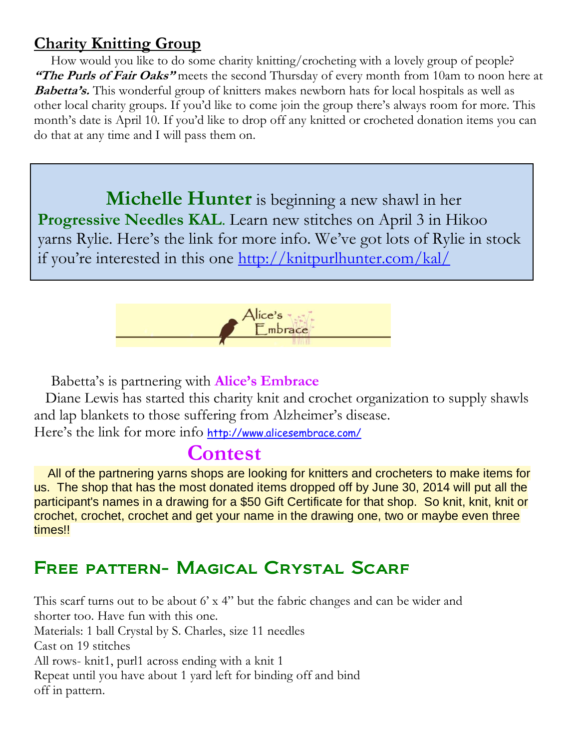## Charity Knitting Group

How would you like to do some charity knitting/crocheting with a lovely group of people? ***"The Purls of Fair Oaks"*** meets the second Thursday of every month from 10am to noon here at ***Babetta's.*** This wonderful group of knitters makes newborn hats for local hospitals as well as other local charity groups. If you'd like to come join the group there's always room for more. This month's date is April 10. If you'd like to drop off any knitted or crocheted donation items you can do that at any time and I will pass them on.

**Michelle Hunter** is beginning a new shawl in her **Progressive Needles KAL**. Learn new stitches on April 3 in Hikoo yarns Rylie. Here's the link for more info. We've got lots of Rylie in stock if you're interested in this one http://knitpurlhunter.com/kal/

Alice's Embrace

Babetta's is partnering with **Alice's Embrace**

Diane Lewis has started this charity knit and crochet organization to supply shawls and lap blankets to those suffering from Alzheimer's disease.

Here's the link for more info http://www.alicesembrace.com/

## Contest

All of the partnering yarns shops are looking for knitters and crocheters to make items for us. The shop that has the most donated items dropped off by June 30, 2014 will put all the participant's names in a drawing for a $50 Gift Certificate for that shop. So knit, knit, knit or crochet, crochet, crochet and get your name in the drawing one, two or maybe even three times!!

## Free pattern- Magical Crystal Scarf

This scarf turns out to be about 6' x 4" but the fabric changes and can be wider and shorter too. Have fun with this one.

Materials: 1 ball Crystal by S. Charles, size 11 needles

Cast on 19 stitches

All rows- knit1, purl1 across ending with a knit 1

Repeat until you have about 1 yard left for binding off and bind off in pattern.